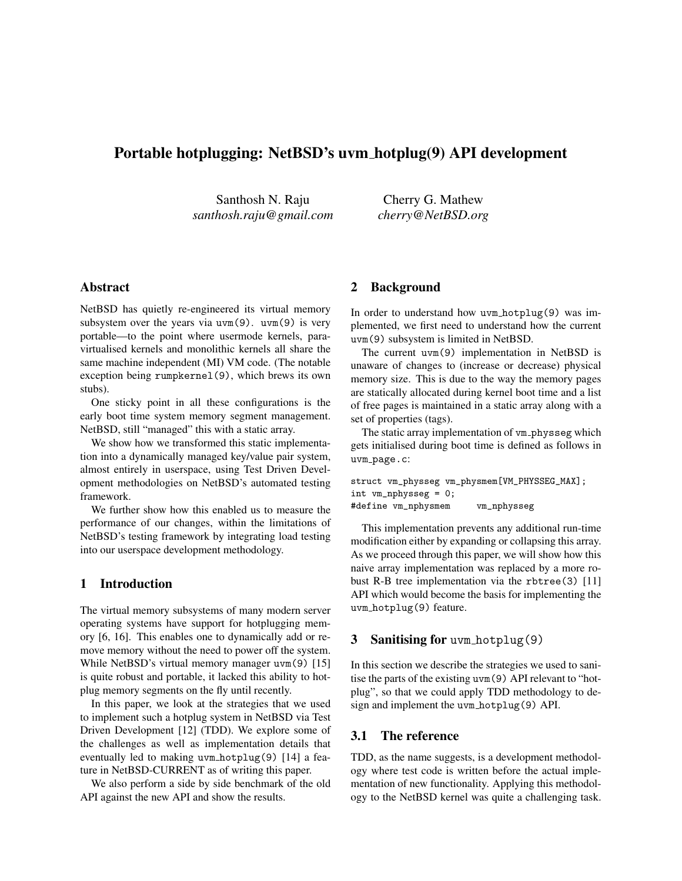# Portable hotplugging: NetBSD's uvm_hotplug(9) API development

Santhosh N. Raju
*santhosh.raju@gmail.com*

Cherry G. Mathew
*cherry@NetBSD.org*

## Abstract

NetBSD has quietly re-engineered its virtual memory subsystem over the years via `uvm(9)`. `uvm(9)` is very portable—to the point where usermode kernels, paravirtualised kernels and monolithic kernels all share the same machine independent (MI) VM code. (The notable exception being `rumpkernel(9)`, which brews its own stubs).

One sticky point in all these configurations is the early boot time system memory segment management. NetBSD, still "managed" this with a static array.

We show how we transformed this static implementation into a dynamically managed key/value pair system, almost entirely in userspace, using Test Driven Development methodologies on NetBSD's automated testing framework.

We further show how this enabled us to measure the performance of our changes, within the limitations of NetBSD's testing framework by integrating load testing into our userspace development methodology.

## 1 Introduction

The virtual memory subsystems of many modern server operating systems have support for hotplugging memory [6, 16]. This enables one to dynamically add or remove memory without the need to power off the system. While NetBSD's virtual memory manager `uvm(9)` [15] is quite robust and portable, it lacked this ability to hotplug memory segments on the fly until recently.

In this paper, we look at the strategies that we used to implement such a hotplug system in NetBSD via Test Driven Development [12] (TDD). We explore some of the challenges as well as implementation details that eventually led to making `uvm_hotplug(9)` [14] a feature in NetBSD-CURRENT as of writing this paper.

We also perform a side by side benchmark of the old API against the new API and show the results.

## 2 Background

In order to understand how `uvm_hotplug(9)` was implemented, we first need to understand how the current `uvm(9)` subsystem is limited in NetBSD.

The current `uvm(9)` implementation in NetBSD is unaware of changes to (increase or decrease) physical memory size. This is due to the way the memory pages are statically allocated during kernel boot time and a list of free pages is maintained in a static array along with a set of properties (tags).

The static array implementation of vm_physseg which gets initialised during boot time is defined as follows in `uvm_page.c`:

```
struct vm_physseg vm_physmem[VM_PHYSSEG_MAX];
int vm_nphysseg = 0;
#define vm_nphysmem     vm_nphysseg
```

This implementation prevents any additional run-time modification either by expanding or collapsing this array. As we proceed through this paper, we will show how this naive array implementation was replaced by a more robust R-B tree implementation via the `rbtree(3)` [11] API which would become the basis for implementing the `uvm_hotplug(9)` feature.

## 3 Sanitising for `uvm_hotplug(9)`

In this section we describe the strategies we used to sanitise the parts of the existing `uvm(9)` API relevant to "hotplug", so that we could apply TDD methodology to design and implement the `uvm_hotplug(9)` API.

### 3.1 The reference

TDD, as the name suggests, is a development methodology where test code is written before the actual implementation of new functionality. Applying this methodology to the NetBSD kernel was quite a challenging task.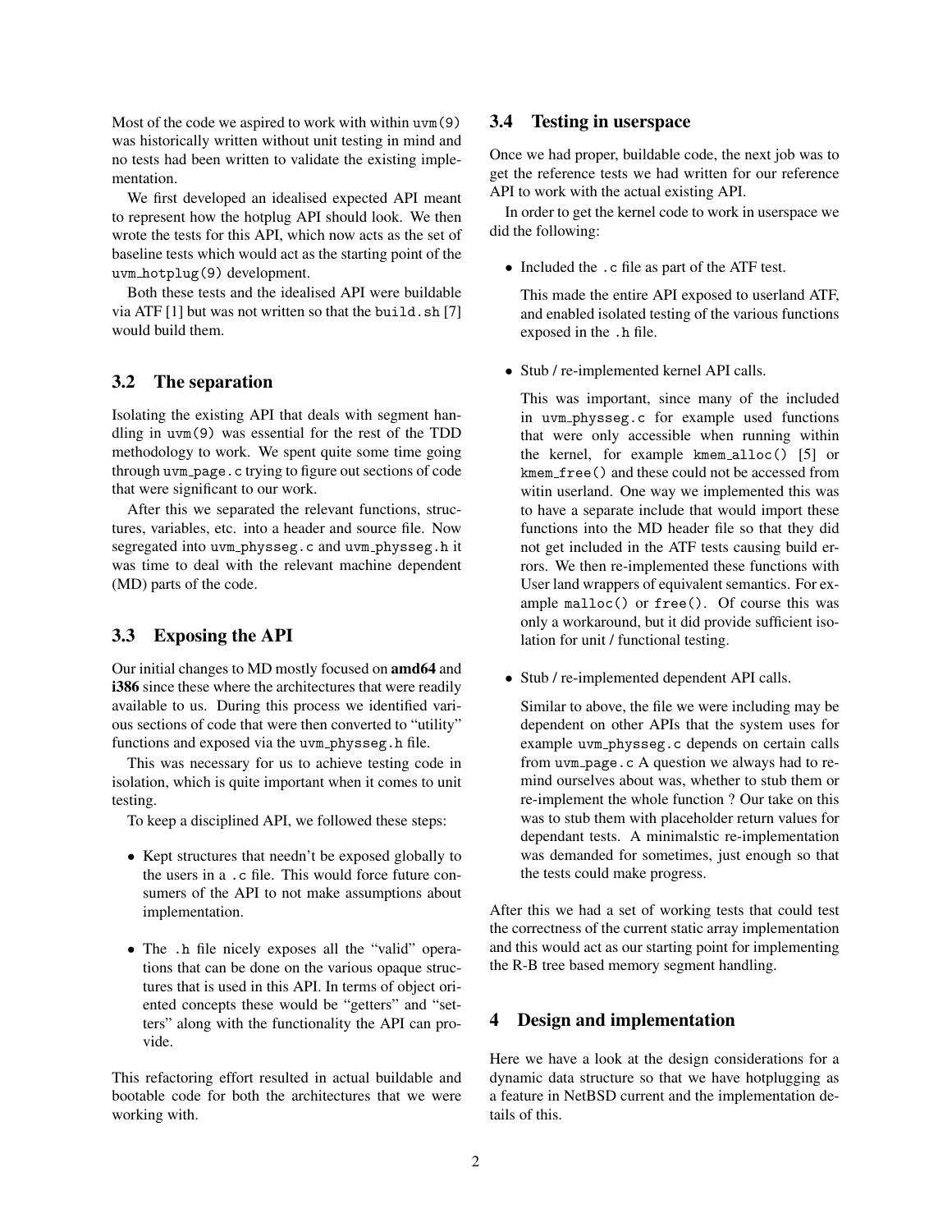Most of the code we aspired to work with within `uvm(9)` was historically written without unit testing in mind and no tests had been written to validate the existing implementation.

We first developed an idealised expected API meant to represent how the hotplug API should look. We then wrote the tests for this API, which now acts as the set of baseline tests which would act as the starting point of the `uvm_hotplug(9)` development.

Both these tests and the idealised API were buildable via ATF [1] but was not written so that the `build.sh` [7] would build them.

## 3.2 The separation

Isolating the existing API that deals with segment handling in `uvm(9)` was essential for the rest of the TDD methodology to work. We spent quite some time going through `uvm_page.c` trying to figure out sections of code that were significant to our work.

After this we separated the relevant functions, structures, variables, etc. into a header and source file. Now segregated into `uvm_physseg.c` and `uvm_physseg.h` it was time to deal with the relevant machine dependent (MD) parts of the code.

## 3.3 Exposing the API

Our initial changes to MD mostly focused on **amd64** and **i386** since these where the architectures that were readily available to us. During this process we identified various sections of code that were then converted to "utility" functions and exposed via the `uvm_physseg.h` file.

This was necessary for us to achieve testing code in isolation, which is quite important when it comes to unit testing.

To keep a disciplined API, we followed these steps:

- Kept structures that needn't be exposed globally to the users in a `.c` file. This would force future consumers of the API to not make assumptions about implementation.
- The `.h` file nicely exposes all the "valid" operations that can be done on the various opaque structures that is used in this API. In terms of object oriented concepts these would be "getters" and "setters" along with the functionality the API can provide.

This refactoring effort resulted in actual buildable and bootable code for both the architectures that we were working with.

## 3.4 Testing in userspace

Once we had proper, buildable code, the next job was to get the reference tests we had written for our reference API to work with the actual existing API.

In order to get the kernel code to work in userspace we did the following:

- Included the `.c` file as part of the ATF test.

  This made the entire API exposed to userland ATF, and enabled isolated testing of the various functions exposed in the `.h` file.

- Stub / re-implemented kernel API calls.

  This was important, since many of the included in `uvm_physseg.c` for example used functions that were only accessible when running within the kernel, for example `kmem_alloc()` [5] or `kmem_free()` and these could not be accessed from witin userland. One way we implemented this was to have a separate include that would import these functions into the MD header file so that they did not get included in the ATF tests causing build errors. We then re-implemented these functions with User land wrappers of equivalent semantics. For example `malloc()` or `free()`. Of course this was only a workaround, but it did provide sufficient isolation for unit / functional testing.

- Stub / re-implemented dependent API calls.

  Similar to above, the file we were including may be dependent on other APIs that the system uses for example `uvm_physseg.c` depends on certain calls from `uvm_page.c` A question we always had to remind ourselves about was, whether to stub them or re-implement the whole function ? Our take on this was to stub them with placeholder return values for dependant tests. A minimalstic re-implementation was demanded for sometimes, just enough so that the tests could make progress.

After this we had a set of working tests that could test the correctness of the current static array implementation and this would act as our starting point for implementing the R-B tree based memory segment handling.

# 4 Design and implementation

Here we have a look at the design considerations for a dynamic data structure so that we have hotplugging as a feature in NetBSD current and the implementation details of this.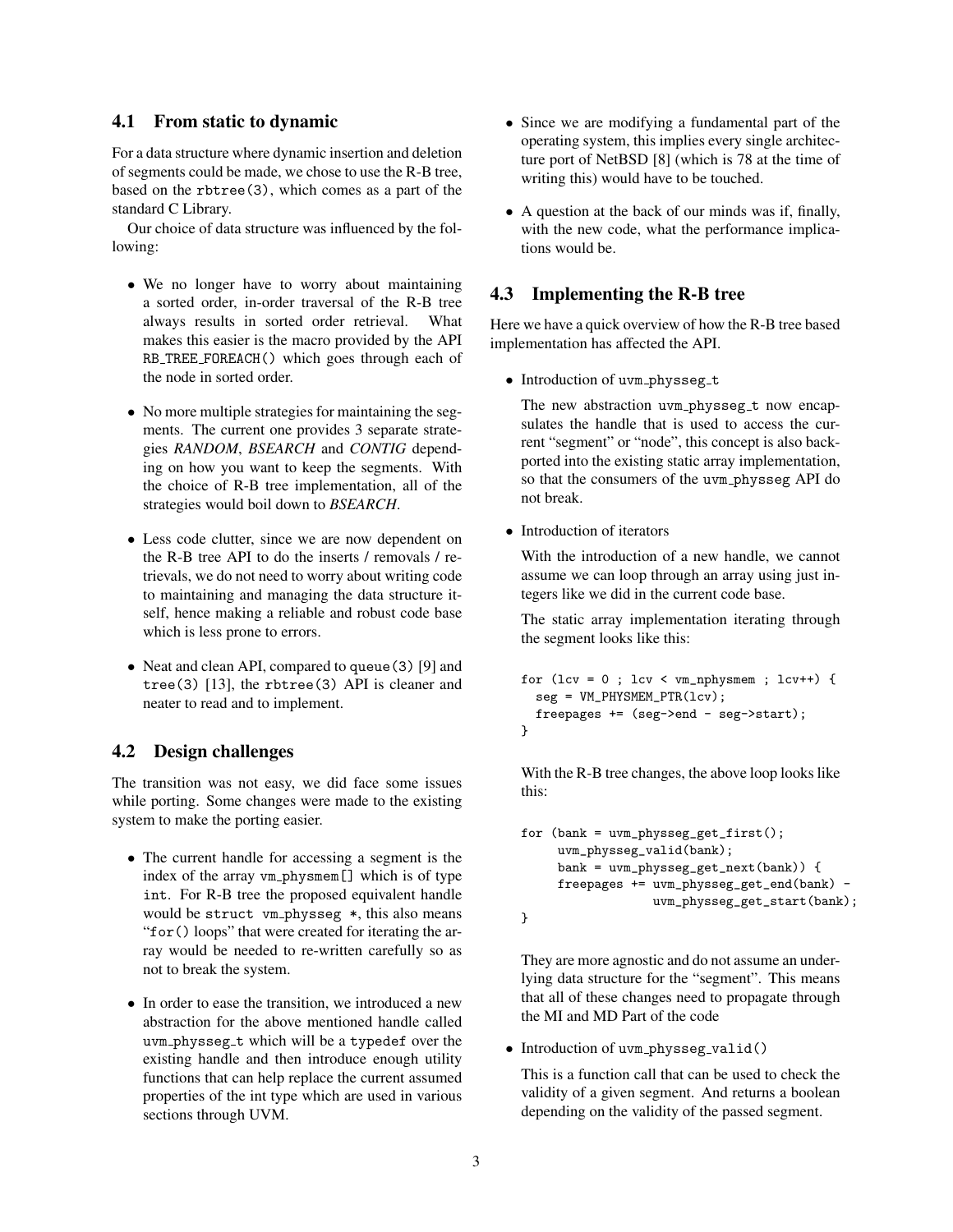## 4.1 From static to dynamic

For a data structure where dynamic insertion and deletion of segments could be made, we chose to use the R-B tree, based on the `rbtree(3)`, which comes as a part of the standard C Library.

Our choice of data structure was influenced by the following:

- We no longer have to worry about maintaining a sorted order, in-order traversal of the R-B tree always results in sorted order retrieval. What makes this easier is the macro provided by the API `RB_TREE_FOREACH()` which goes through each of the node in sorted order.
- No more multiple strategies for maintaining the segments. The current one provides 3 separate strategies *RANDOM*, *BSEARCH* and *CONTIG* depending on how you want to keep the segments. With the choice of R-B tree implementation, all of the strategies would boil down to *BSEARCH*.
- Less code clutter, since we are now dependent on the R-B tree API to do the inserts / removals / retrievals, we do not need to worry about writing code to maintaining and managing the data structure itself, hence making a reliable and robust code base which is less prone to errors.
- Neat and clean API, compared to `queue(3)` [9] and `tree(3)` [13], the `rbtree(3)` API is cleaner and neater to read and to implement.

## 4.2 Design challenges

The transition was not easy, we did face some issues while porting. Some changes were made to the existing system to make the porting easier.

- The current handle for accessing a segment is the index of the array `vm_physmem[]` which is of type `int`. For R-B tree the proposed equivalent handle would be `struct vm_physseg *`, this also means "`for()` loops" that were created for iterating the array would be needed to re-written carefully so as not to break the system.
- In order to ease the transition, we introduced a new abstraction for the above mentioned handle called `uvm_physseg_t` which will be a `typedef` over the existing handle and then introduce enough utility functions that can help replace the current assumed properties of the int type which are used in various sections through UVM.
- Since we are modifying a fundamental part of the operating system, this implies every single architecture port of NetBSD [8] (which is 78 at the time of writing this) would have to be touched.
- A question at the back of our minds was if, finally, with the new code, what the performance implications would be.

## 4.3 Implementing the R-B tree

Here we have a quick overview of how the R-B tree based implementation has affected the API.

- Introduction of `uvm_physseg_t`

  The new abstraction `uvm_physseg_t` now encapsulates the handle that is used to access the current "segment" or "node", this concept is also backported into the existing static array implementation, so that the consumers of the `uvm_physseg` API do not break.

- Introduction of iterators

  With the introduction of a new handle, we cannot assume we can loop through an array using just integers like we did in the current code base.

  The static array implementation iterating through the segment looks like this:

  ```
  for (lcv = 0 ; lcv < vm_nphysmem ; lcv++) {
    seg = VM_PHYSMEM_PTR(lcv);
    freepages += (seg->end - seg->start);
  }
  ```

  With the R-B tree changes, the above loop looks like this:

  ```
  for (bank = uvm_physseg_get_first();
       uvm_physseg_valid(bank);
       bank = uvm_physseg_get_next(bank)) {
       freepages += uvm_physseg_get_end(bank) -
                    uvm_physseg_get_start(bank);
  }
  ```

  They are more agnostic and do not assume an underlying data structure for the "segment". This means that all of these changes need to propagate through the MI and MD Part of the code

- Introduction of `uvm_physseg_valid()`

  This is a function call that can be used to check the validity of a given segment. And returns a boolean depending on the validity of the passed segment.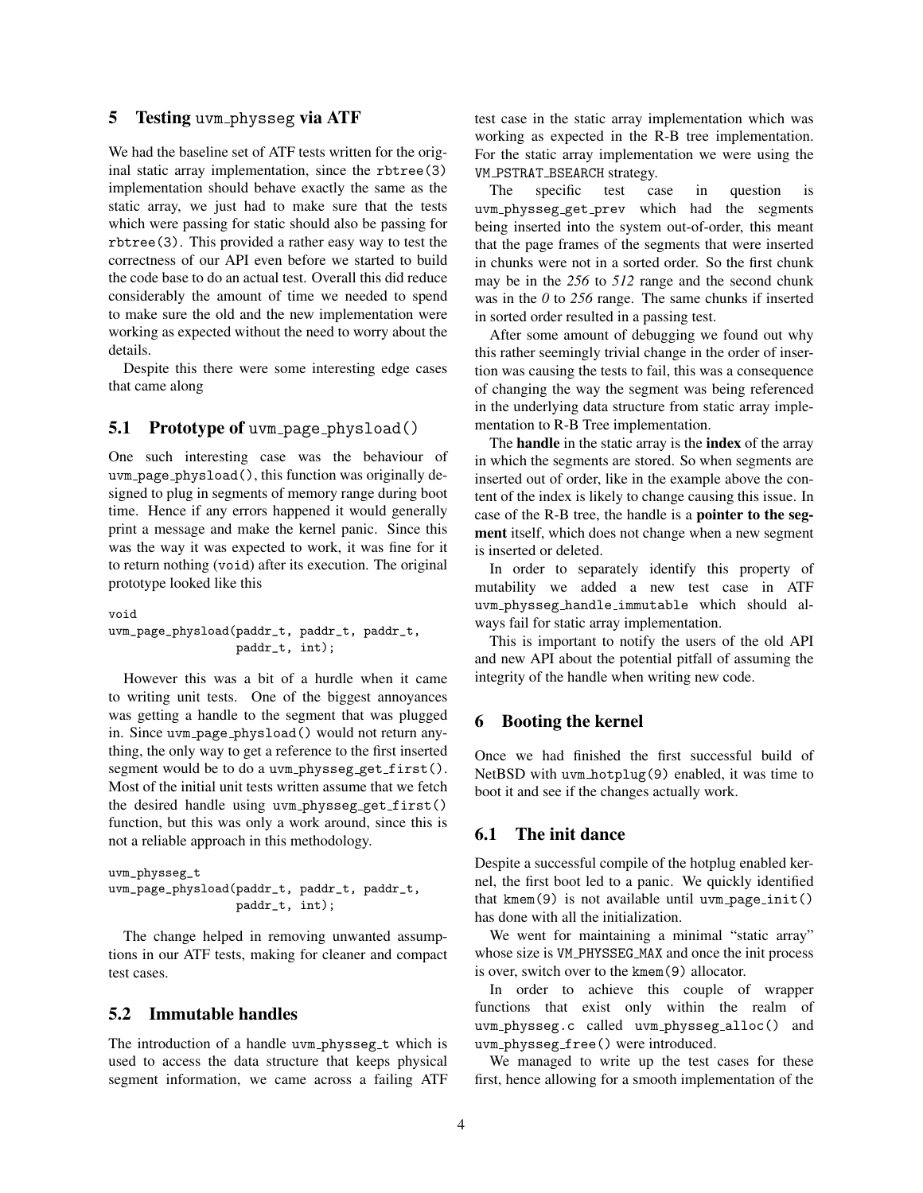## 5 Testing uvm_physseg via ATF

We had the baseline set of ATF tests written for the original static array implementation, since the `rbtree(3)` implementation should behave exactly the same as the static array, we just had to make sure that the tests which were passing for static should also be passing for `rbtree(3)`. This provided a rather easy way to test the correctness of our API even before we started to build the code base to do an actual test. Overall this did reduce considerably the amount of time we needed to spend to make sure the old and the new implementation were working as expected without the need to worry about the details.

Despite this there were some interesting edge cases that came along

### 5.1 Prototype of uvm_page_physload()

One such interesting case was the behaviour of `uvm_page_physload()`, this function was originally designed to plug in segments of memory range during boot time. Hence if any errors happened it would generally print a message and make the kernel panic. Since this was the way it was expected to work, it was fine for it to return nothing (`void`) after its execution. The original prototype looked like this

```
void
uvm_page_physload(paddr_t, paddr_t, paddr_t,
                  paddr_t, int);
```

However this was a bit of a hurdle when it came to writing unit tests. One of the biggest annoyances was getting a handle to the segment that was plugged in. Since `uvm_page_physload()` would not return anything, the only way to get a reference to the first inserted segment would be to do a `uvm_physseg_get_first()`. Most of the initial unit tests written assume that we fetch the desired handle using `uvm_physseg_get_first()` function, but this was only a work around, since this is not a reliable approach in this methodology.

```
uvm_physseg_t
uvm_page_physload(paddr_t, paddr_t, paddr_t,
                  paddr_t, int);
```

The change helped in removing unwanted assumptions in our ATF tests, making for cleaner and compact test cases.

### 5.2 Immutable handles

The introduction of a handle `uvm_physseg_t` which is used to access the data structure that keeps physical segment information, we came across a failing ATF test case in the static array implementation which was working as expected in the R-B tree implementation. For the static array implementation we were using the `VM_PSTRAT_BSEARCH` strategy.

The specific test case in question is `uvm_physseg_get_prev` which had the segments being inserted into the system out-of-order, this meant that the page frames of the segments that were inserted in chunks were not in a sorted order. So the first chunk may be in the *256* to *512* range and the second chunk was in the *0* to *256* range. The same chunks if inserted in sorted order resulted in a passing test.

After some amount of debugging we found out why this rather seemingly trivial change in the order of insertion was causing the tests to fail, this was a consequence of changing the way the segment was being referenced in the underlying data structure from static array implementation to R-B Tree implementation.

The **handle** in the static array is the **index** of the array in which the segments are stored. So when segments are inserted out of order, like in the example above the content of the index is likely to change causing this issue. In case of the R-B tree, the handle is a **pointer to the segment** itself, which does not change when a new segment is inserted or deleted.

In order to separately identify this property of mutability we added a new test case in ATF `uvm_physseg_handle_immutable` which should always fail for static array implementation.

This is important to notify the users of the old API and new API about the potential pitfall of assuming the integrity of the handle when writing new code.

## 6 Booting the kernel

Once we had finished the first successful build of NetBSD with `uvm_hotplug(9)` enabled, it was time to boot it and see if the changes actually work.

### 6.1 The init dance

Despite a successful compile of the hotplug enabled kernel, the first boot led to a panic. We quickly identified that `kmem(9)` is not available until `uvm_page_init()` has done with all the initialization.

We went for maintaining a minimal "static array" whose size is `VM_PHYSSEG_MAX` and once the init process is over, switch over to the `kmem(9)` allocator.

In order to achieve this couple of wrapper functions that exist only within the realm of `uvm_physseg.c` called `uvm_physseg_alloc()` and `uvm_physseg_free()` were introduced.

We managed to write up the test cases for these first, hence allowing for a smooth implementation of the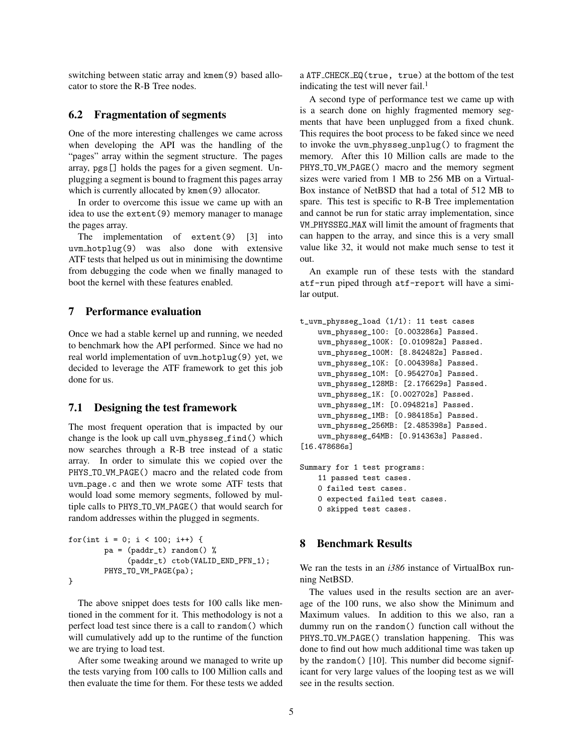switching between static array and kmem(9) based allocator to store the R-B Tree nodes.

## 6.2 Fragmentation of segments

One of the more interesting challenges we came across when developing the API was the handling of the "pages" array within the segment structure. The pages array, pgs[] holds the pages for a given segment. Unplugging a segment is bound to fragment this pages array which is currently allocated by kmem(9) allocator.

In order to overcome this issue we came up with an idea to use the extent(9) memory manager to manage the pages array.

The implementation of extent(9) [3] into uvm_hotplug(9) was also done with extensive ATF tests that helped us out in minimising the downtime from debugging the code when we finally managed to boot the kernel with these features enabled.

# 7 Performance evaluation

Once we had a stable kernel up and running, we needed to benchmark how the API performed. Since we had no real world implementation of uvm_hotplug(9) yet, we decided to leverage the ATF framework to get this job done for us.

## 7.1 Designing the test framework

The most frequent operation that is impacted by our change is the look up call uvm_physseg_find() which now searches through a R-B tree instead of a static array. In order to simulate this we copied over the PHYS_TO_VM_PAGE() macro and the related code from uvm_page.c and then we wrote some ATF tests that would load some memory segments, followed by multiple calls to PHYS_TO_VM_PAGE() that would search for random addresses within the plugged in segments.

```
for(int i = 0; i < 100; i++) {
        pa = (paddr_t) random() %
             (paddr_t) ctob(VALID_END_PFN_1);
        PHYS_TO_VM_PAGE(pa);
}
```

The above snippet does tests for 100 calls like mentioned in the comment for it. This methodology is not a perfect load test since there is a call to random() which will cumulatively add up to the runtime of the function we are trying to load test.

After some tweaking around we managed to write up the tests varying from 100 calls to 100 Million calls and then evaluate the time for them. For these tests we added a ATF_CHECK_EQ(true, true) at the bottom of the test indicating the test will never fail.[1]

A second type of performance test we came up with is a search done on highly fragmented memory segments that have been unplugged from a fixed chunk. This requires the boot process to be faked since we need to invoke the uvm_physseg_unplug() to fragment the memory. After this 10 Million calls are made to the PHYS_TO_VM_PAGE() macro and the memory segment sizes were varied from 1 MB to 256 MB on a VirtualBox instance of NetBSD that had a total of 512 MB to spare. This test is specific to R-B Tree implementation and cannot be run for static array implementation, since VM_PHYSSEG_MAX will limit the amount of fragments that can happen to the array, and since this is a very small value like 32, it would not make much sense to test it out.

An example run of these tests with the standard atf-run piped through atf-report will have a similar output.

```
t_uvm_physseg_load (1/1): 11 test cases
    uvm_physseg_100: [0.003286s] Passed.
    uvm_physseg_100K: [0.010982s] Passed.
    uvm_physseg_100M: [8.842482s] Passed.
    uvm_physseg_10K: [0.004398s] Passed.
    uvm_physseg_10M: [0.954270s] Passed.
    uvm_physseg_128MB: [2.176629s] Passed.
    uvm_physseg_1K: [0.002702s] Passed.
    uvm_physseg_1M: [0.094821s] Passed.
    uvm_physseg_1MB: [0.984185s] Passed.
    uvm_physseg_256MB: [2.485398s] Passed.
    uvm_physseg_64MB: [0.914363s] Passed.
[16.478686s]

Summary for 1 test programs:
    11 passed test cases.
    0 failed test cases.
    0 expected failed test cases.
    0 skipped test cases.
```

# 8 Benchmark Results

We ran the tests in an *i386* instance of VirtualBox running NetBSD.

The values used in the results section are an average of the 100 runs, we also show the Minimum and Maximum values. In addition to this we also, ran a dummy run on the random() function call without the PHYS_TO_VM_PAGE() translation happening. This was done to find out how much additional time was taken up by the random() [10]. This number did become significant for very large values of the looping test as we will see in the results section.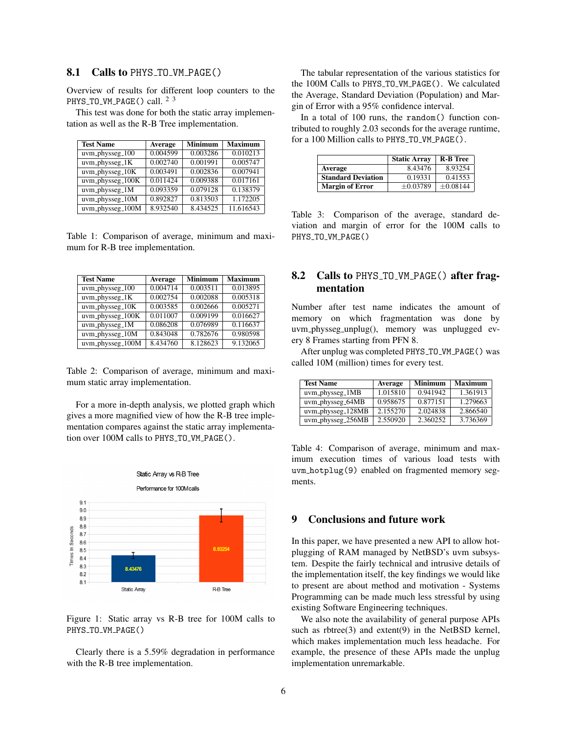## 8.1 Calls to PHYS_TO_VM_PAGE()

Overview of results for different loop counters to the PHYS_TO_VM_PAGE() call. [2] [3]

This test was done for both the static array implementation as well as the R-B Tree implementation.

| Test Name | Average | Minimum | Maximum |
|---|---|---|---|
| uvm_physseg_100 | 0.004599 | 0.003286 | 0.010213 |
| uvm_physseg_1K | 0.002740 | 0.001991 | 0.005747 |
| uvm_physseg_10K | 0.003491 | 0.002836 | 0.007941 |
| uvm_physseg_100K | 0.011424 | 0.009388 | 0.017161 |
| uvm_physseg_1M | 0.093359 | 0.079128 | 0.138379 |
| uvm_physseg_10M | 0.892827 | 0.813503 | 1.172205 |
| uvm_physseg_100M | 8.932540 | 8.434525 | 11.616543 |

Table 1: Comparison of average, minimum and maximum for R-B tree implementation.

| Test Name | Average | Minimum | Maximum |
|---|---|---|---|
| uvm_physseg_100 | 0.004714 | 0.003511 | 0.013895 |
| uvm_physseg_1K | 0.002754 | 0.002088 | 0.005318 |
| uvm_physseg_10K | 0.003585 | 0.002666 | 0.005271 |
| uvm_physseg_100K | 0.011007 | 0.009199 | 0.016627 |
| uvm_physseg_1M | 0.086208 | 0.076989 | 0.116637 |
| uvm_physseg_10M | 0.843048 | 0.782676 | 0.980598 |
| uvm_physseg_100M | 8.434760 | 8.128623 | 9.132065 |

Table 2: Comparison of average, minimum and maximum static array implementation.

For a more in-depth analysis, we plotted graph which gives a more magnified view of how the R-B tree implementation compares against the static array implementation over 100M calls to PHYS_TO_VM_PAGE().

Figure 1: Static array vs R-B tree for 100M calls to PHYS_TO_VM_PAGE()

Clearly there is a 5.59% degradation in performance with the R-B tree implementation.

The tabular representation of the various statistics for the 100M Calls to PHYS_TO_VM_PAGE(). We calculated the Average, Standard Deviation (Population) and Margin of Error with a 95% confidence interval.

In a total of 100 runs, the random() function contributed to roughly 2.03 seconds for the average runtime, for a 100 Million calls to PHYS_TO_VM_PAGE().

| | Static Array | R-B Tree |
|---|---|---|
| **Average** | 8.43476 | 8.93254 |
| **Standard Deviation** | 0.19331 | 0.41553 |
| **Margin of Error** | ±0.03789 | ±0.08144 |

Table 3: Comparison of the average, standard deviation and margin of error for the 100M calls to PHYS_TO_VM_PAGE()

## 8.2 Calls to PHYS_TO_VM_PAGE() after fragmentation

Number after test name indicates the amount of memory on which fragmentation was done by uvm_physseg_unplug(), memory was unplugged every 8 Frames starting from PFN 8.

After unplug was completed PHYS_TO_VM_PAGE() was called 10M (million) times for every test.

| Test Name | Average | Minimum | Maximum |
|---|---|---|---|
| uvm_physseg_1MB | 1.015810 | 0.941942 | 1.361913 |
| uvm_physseg_64MB | 0.958675 | 0.877151 | 1.279663 |
| uvm_physseg_128MB | 2.155270 | 2.024838 | 2.866540 |
| uvm_physseg_256MB | 2.550920 | 2.360252 | 3.736369 |

Table 4: Comparison of average, minimum and maximum execution times of various load tests with uvm_hotplug(9) enabled on fragmented memory segments.

# 9 Conclusions and future work

In this paper, we have presented a new API to allow hotplugging of RAM managed by NetBSD's uvm subsystem. Despite the fairly technical and intrusive details of the implementation itself, the key findings we would like to present are about method and motivation - Systems Programming can be made much less stressful by using existing Software Engineering techniques.

We also note the availability of general purpose APIs such as rbtree(3) and extent(9) in the NetBSD kernel, which makes implementation much less headache. For example, the presence of these APIs made the unplug implementation unremarkable.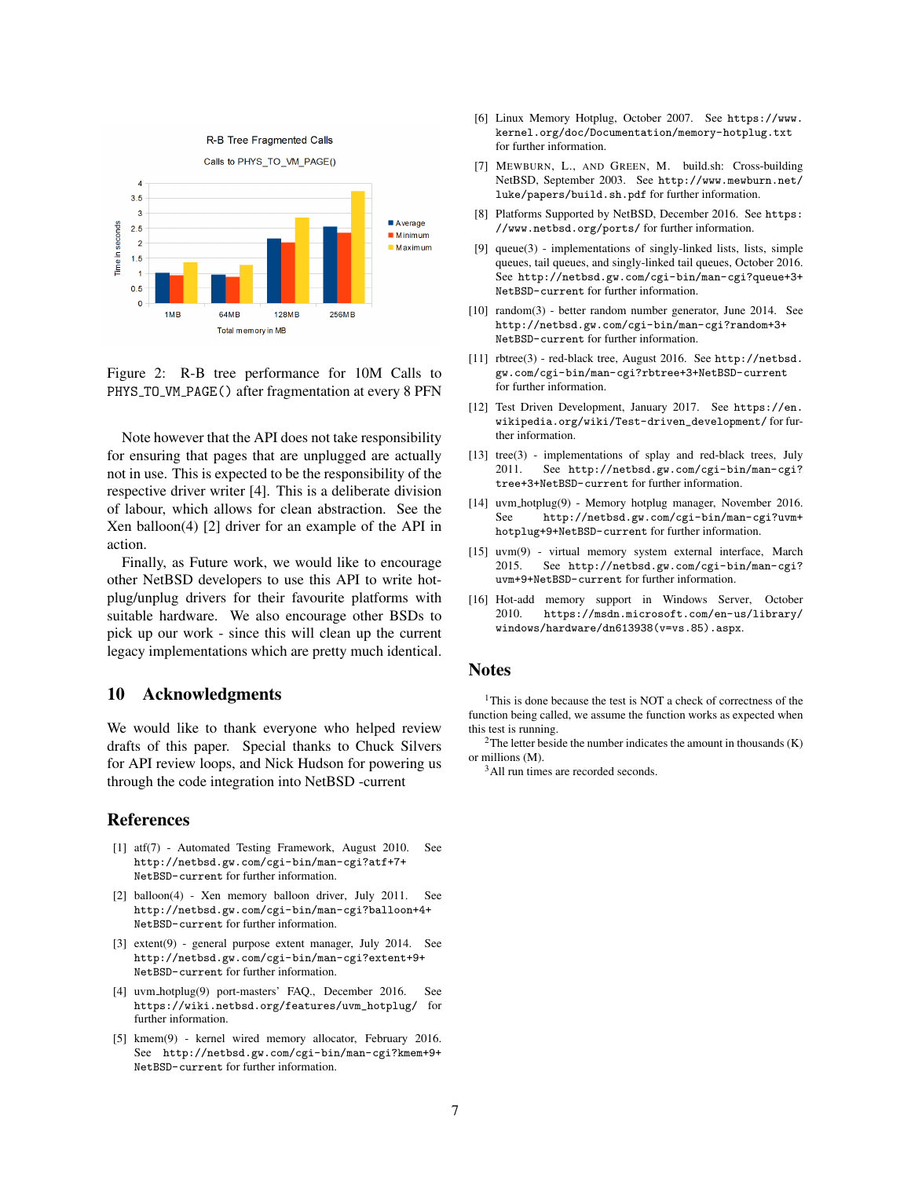R-B Tree Fragmented Calls

Calls to PHYS_TO_VM_PAGE()

Time in seconds

4
3.5
3
2.5
2
1.5
1
0.5
0

1MB
64MB
128MB
256MB

Total memory in MB

Average
Minimum
Maximum

Figure 2: R-B tree performance for 10M Calls to PHYS_TO_VM_PAGE() after fragmentation at every 8 PFN

Note however that the API does not take responsibility for ensuring that pages that are unplugged are actually not in use. This is expected to be the responsibility of the respective driver writer [4]. This is a deliberate division of labour, which allows for clean abstraction. See the Xen balloon(4) [2] driver for an example of the API in action.

Finally, as Future work, we would like to encourage other NetBSD developers to use this API to write hot-plug/unplug drivers for their favourite platforms with suitable hardware. We also encourage other BSDs to pick up our work - since this will clean up the current legacy implementations which are pretty much identical.

## 10 Acknowledgments

We would like to thank everyone who helped review drafts of this paper. Special thanks to Chuck Silvers for API review loops, and Nick Hudson for powering us through the code integration into NetBSD -current

## References

[1] atf(7) - Automated Testing Framework, August 2010. See http://netbsd.gw.com/cgi-bin/man-cgi?atf+7+NetBSD-current for further information.

[2] balloon(4) - Xen memory balloon driver, July 2011. See http://netbsd.gw.com/cgi-bin/man-cgi?balloon+4+NetBSD-current for further information.

[3] extent(9) - general purpose extent manager, July 2014. See http://netbsd.gw.com/cgi-bin/man-cgi?extent+9+NetBSD-current for further information.

[4] uvm_hotplug(9) port-masters' FAQ., December 2016. See https://wiki.netbsd.org/features/uvm_hotplug/ for further information.

[5] kmem(9) - kernel wired memory allocator, February 2016. See http://netbsd.gw.com/cgi-bin/man-cgi?kmem+9+NetBSD-current for further information.

[6] Linux Memory Hotplug, October 2007. See https://www.kernel.org/doc/Documentation/memory-hotplug.txt for further information.

[7] Mewburn, L., and Green, M. build.sh: Cross-building NetBSD, September 2003. See http://www.mewburn.net/luke/papers/build.sh.pdf for further information.

[8] Platforms Supported by NetBSD, December 2016. See https://www.netbsd.org/ports/ for further information.

[9] queue(3) - implementations of singly-linked lists, lists, simple queues, tail queues, and singly-linked tail queues, October 2016. See http://netbsd.gw.com/cgi-bin/man-cgi?queue+3+NetBSD-current for further information.

[10] random(3) - better random number generator, June 2014. See http://netbsd.gw.com/cgi-bin/man-cgi?random+3+NetBSD-current for further information.

[11] rbtree(3) - red-black tree, August 2016. See http://netbsd.gw.com/cgi-bin/man-cgi?rbtree+3+NetBSD-current for further information.

[12] Test Driven Development, January 2017. See https://en.wikipedia.org/wiki/Test-driven_development/ for further information.

[13] tree(3) - implementations of splay and red-black trees, July 2011. See http://netbsd.gw.com/cgi-bin/man-cgi?tree+3+NetBSD-current for further information.

[14] uvm_hotplug(9) - Memory hotplug manager, November 2016. See http://netbsd.gw.com/cgi-bin/man-cgi?uvm+hotplug+9+NetBSD-current for further information.

[15] uvm(9) - virtual memory system external interface, March 2015. See http://netbsd.gw.com/cgi-bin/man-cgi?uvm+9+NetBSD-current for further information.

[16] Hot-add memory support in Windows Server, October 2010. https://msdn.microsoft.com/en-us/library/windows/hardware/dn613938(v=vs.85).aspx.

## Notes

[1] This is done because the test is NOT a check of correctness of the function being called, we assume the function works as expected when this test is running.

[2] The letter beside the number indicates the amount in thousands (K) or millions (M).

[3] All run times are recorded seconds.